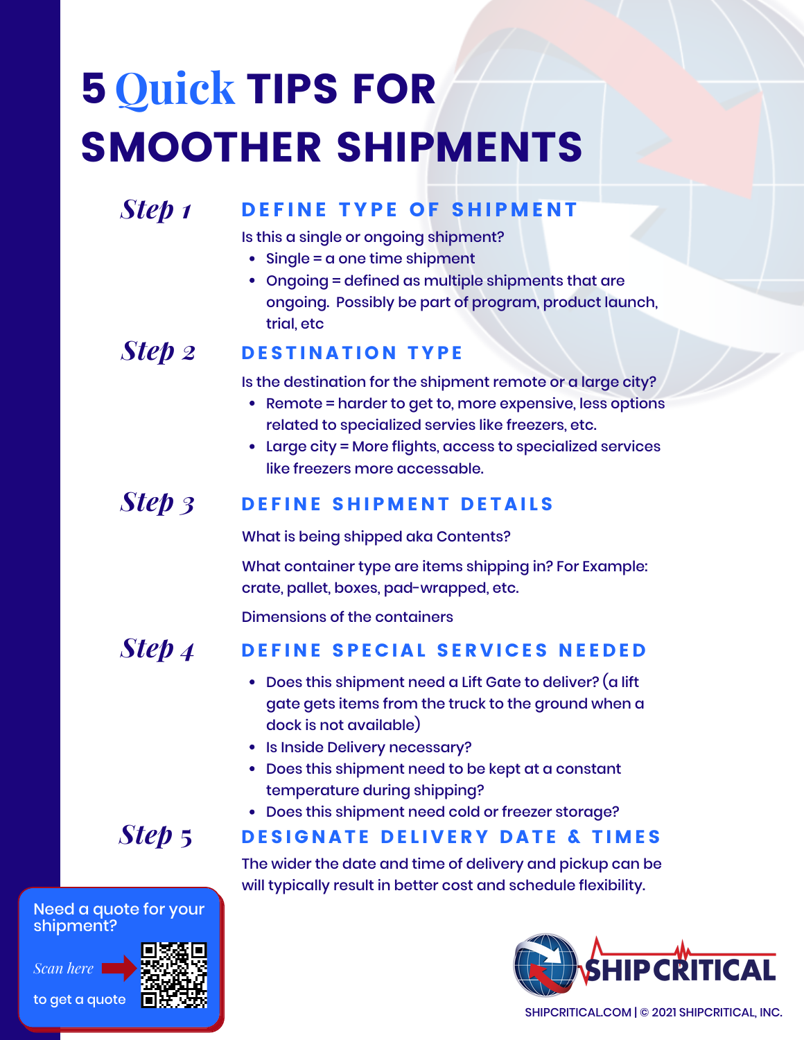# 5 Quick TIPS FOR SMOOTHER SHIPMENTS

## Step 1 — DEFINE TYPE OF SHIPMENT

Is this a single or ongoing shipment?

- Single = a one time shipment
- Ongoing = defined as multiple shipments that are ongoing. Possibly be part of program, product launch, trial, etc

## Step 2 — DESTINATION TYPE

Is the destination for the shipment remote or a large city?

- Remote = harder to get to, more expensive, less options related to specialized servies like freezers, etc.
- Large city = More flights, access to specialized services like freezers more accessable.

## Step 3 — DEFINE SHIPMENT DETAILS

What is being shipped aka Contents?

What container type are items shipping in? For Example: crate, pallet, boxes, pad-wrapped, etc.

Dimensions of the containers

## Step 4 — DEFINE SPECIAL SERVICES NEEDED

- Does this shipment need a Lift Gate to deliver? (a lift gate gets items from the truck to the ground when a dock is not available)
- Is Inside Delivery necessary?
- Does this shipment need to be kept at a constant temperature during shipping?
- Does this shipment need cold or freezer storage?

## Step 5 — DESIGNATE DELIVERY DATE & TIMES

The wider the date and time of delivery and pickup can be will typically result in better cost and schedule flexibility.

Need a quote for your shipment?

*Scan here* to get a quote

SHIPCRITICAL

SHIPCRITICAL.COM | © 2021 SHIPCRITICAL, INC.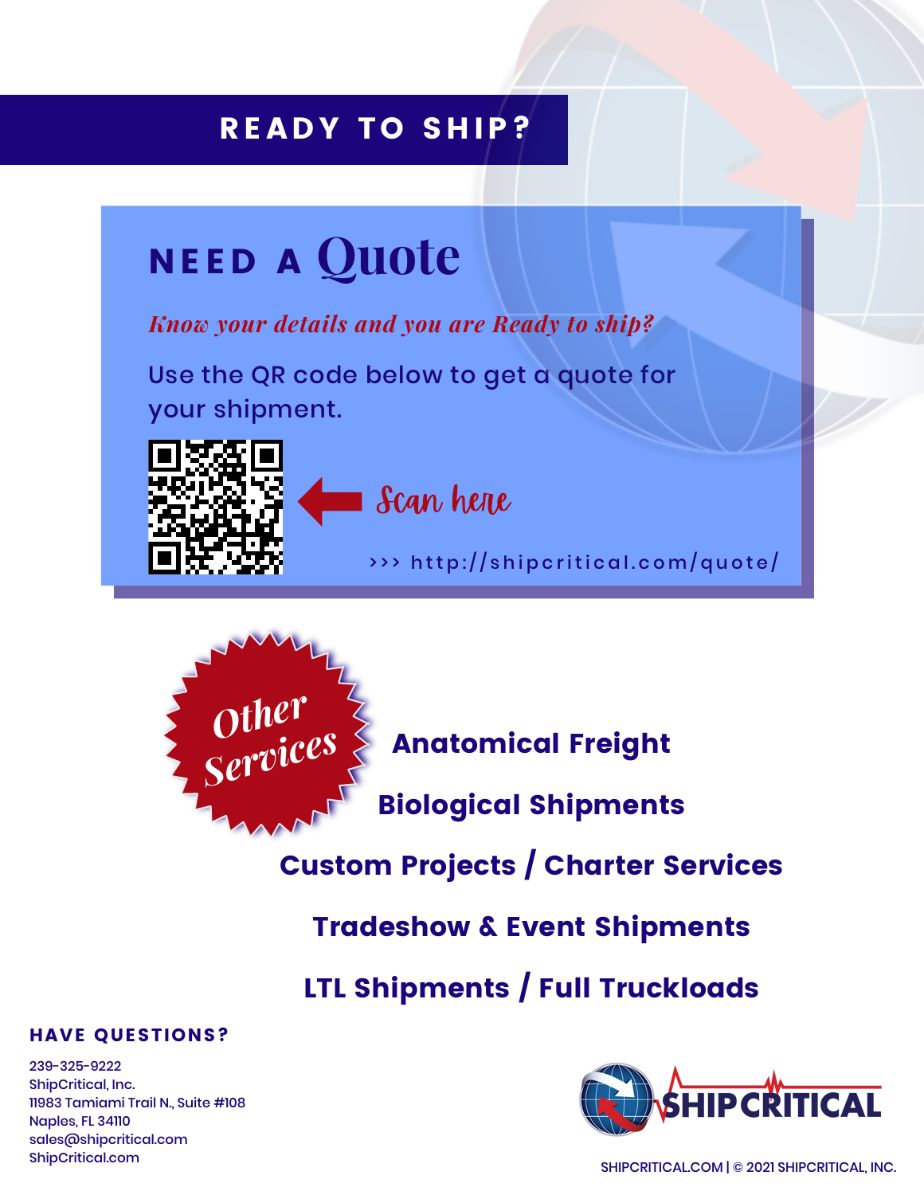# READY TO SHIP?

## NEED A Quote

*Know your details and you are Ready to ship?*

Use the QR code below to get a quote for your shipment.

Scan here

>>> http://shipcritical.com/quote/

## Other Services

**Anatomical Freight**

**Biological Shipments**

**Custom Projects / Charter Services**

**Tradeshow & Event Shipments**

**LTL Shipments / Full Truckloads**

### HAVE QUESTIONS?

239-325-9222
ShipCritical, Inc.
11983 Tamiami Trail N., Suite #108
Naples, FL 34110
sales@shipcritical.com
ShipCritical.com

SHIPCRITICAL

SHIPCRITICAL.COM | © 2021 SHIPCRITICAL, INC.